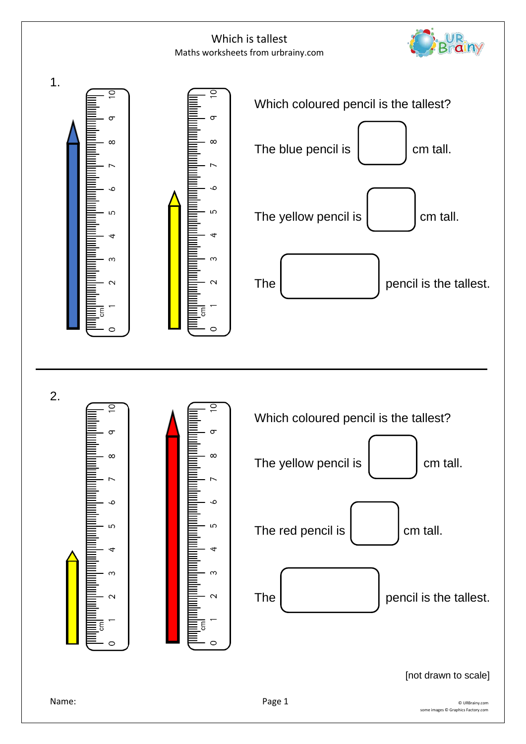# Which is tallest

Maths worksheets from urbrainy.com

1.

Which coloured pencil is the tallest?

The blue pencil is ☐ cm tall.

The yellow pencil is ☐ cm tall.

The ☐ pencil is the tallest.

---

2.

Which coloured pencil is the tallest?

The yellow pencil is ☐ cm tall.

The red pencil is ☐ cm tall.

The ☐ pencil is the tallest.

[not drawn to scale]

Name: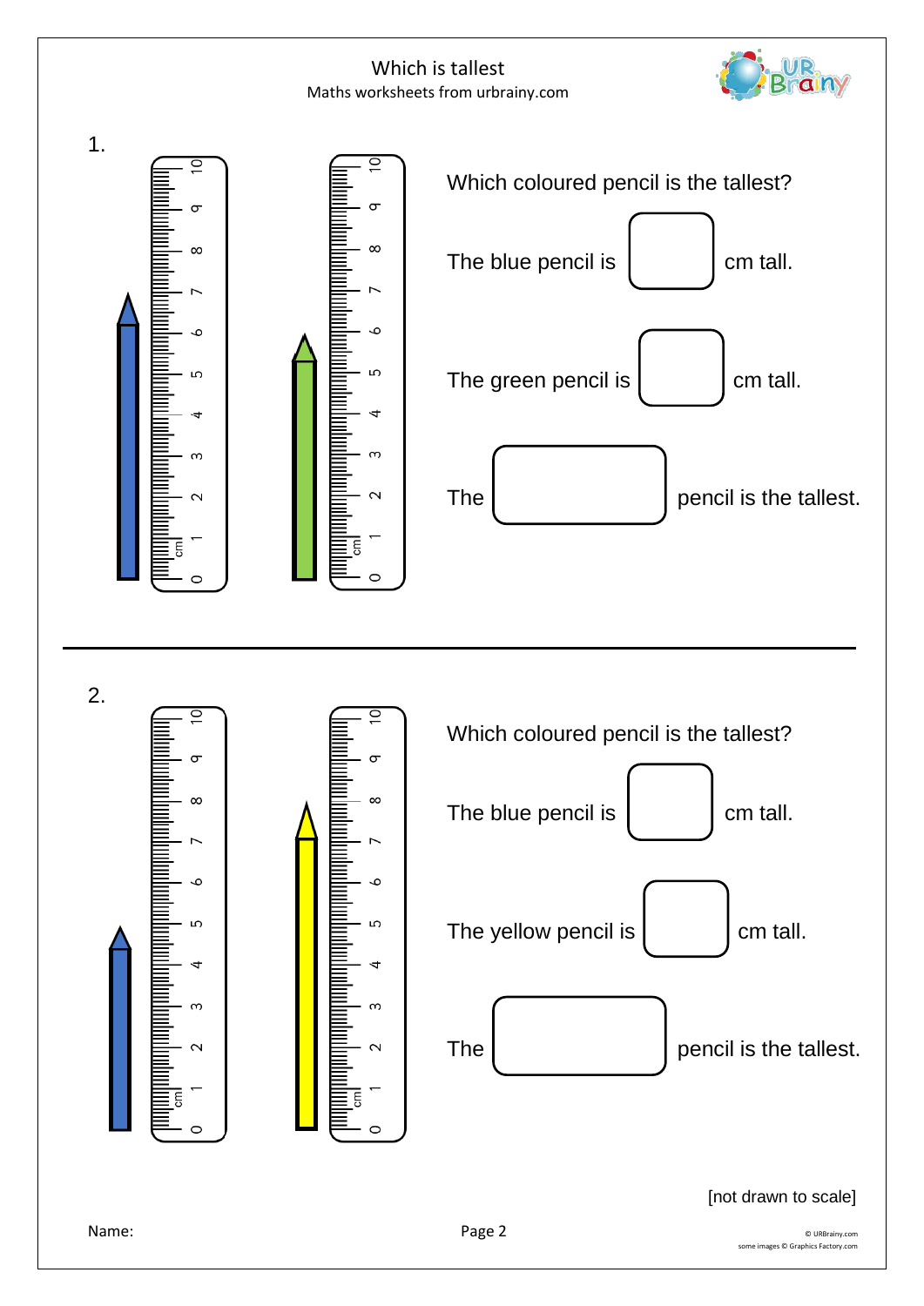# Which is tallest

Maths worksheets from urbrainy.com

1.

Which coloured pencil is the tallest?

The blue pencil is [ ] cm tall.

The green pencil is [ ] cm tall.

The [ ] pencil is the tallest.

2.

Which coloured pencil is the tallest?

The blue pencil is [ ] cm tall.

The yellow pencil is [ ] cm tall.

The [ ] pencil is the tallest.

[not drawn to scale]

Name: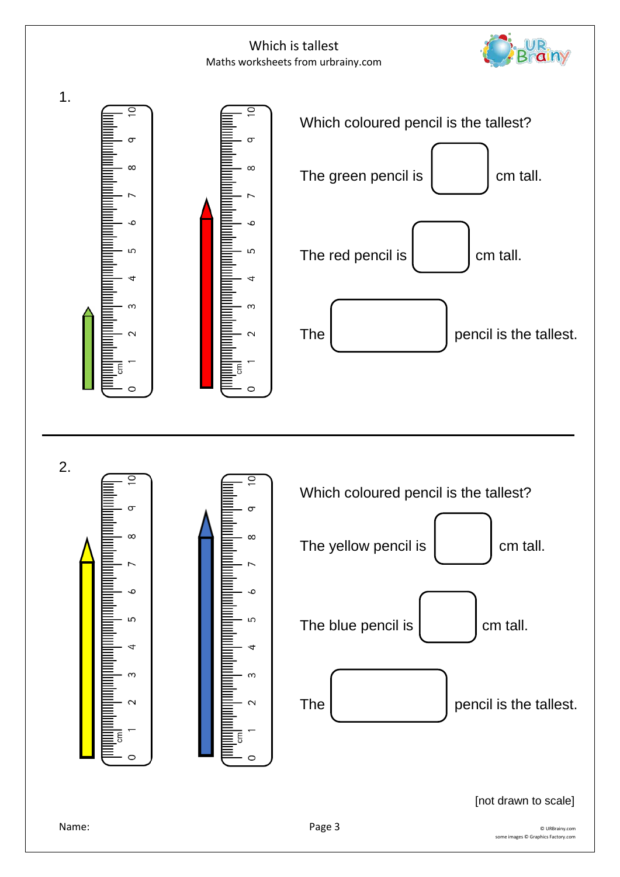# Which is tallest

Maths worksheets from urbrainy.com

1.

Which coloured pencil is the tallest?

The green pencil is [ ] cm tall.

The red pencil is [ ] cm tall.

The [ ] pencil is the tallest.

---

2.

Which coloured pencil is the tallest?

The yellow pencil is [ ] cm tall.

The blue pencil is [ ] cm tall.

The [ ] pencil is the tallest.

[not drawn to scale]

Name: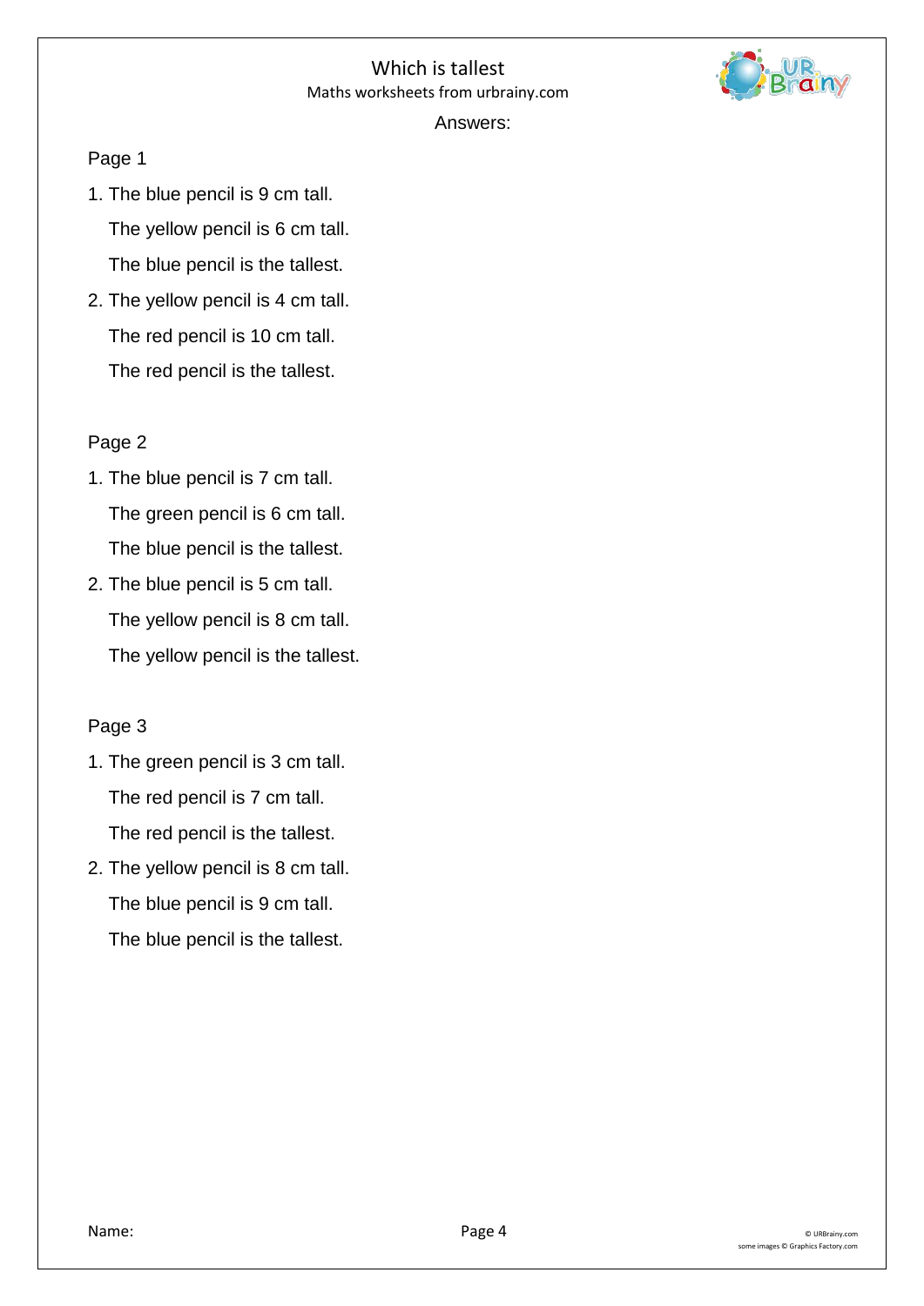# Which is tallest

Maths worksheets from urbrainy.com

Answers:

Page 1

1. The blue pencil is 9 cm tall.

   The yellow pencil is 6 cm tall.

   The blue pencil is the tallest.

2. The yellow pencil is 4 cm tall.

   The red pencil is 10 cm tall.

   The red pencil is the tallest.

Page 2

1. The blue pencil is 7 cm tall.

   The green pencil is 6 cm tall.

   The blue pencil is the tallest.

2. The blue pencil is 5 cm tall.

   The yellow pencil is 8 cm tall.

   The yellow pencil is the tallest.

Page 3

1. The green pencil is 3 cm tall.

   The red pencil is 7 cm tall.

   The red pencil is the tallest.

2. The yellow pencil is 8 cm tall.

   The blue pencil is 9 cm tall.

   The blue pencil is the tallest.

Name: